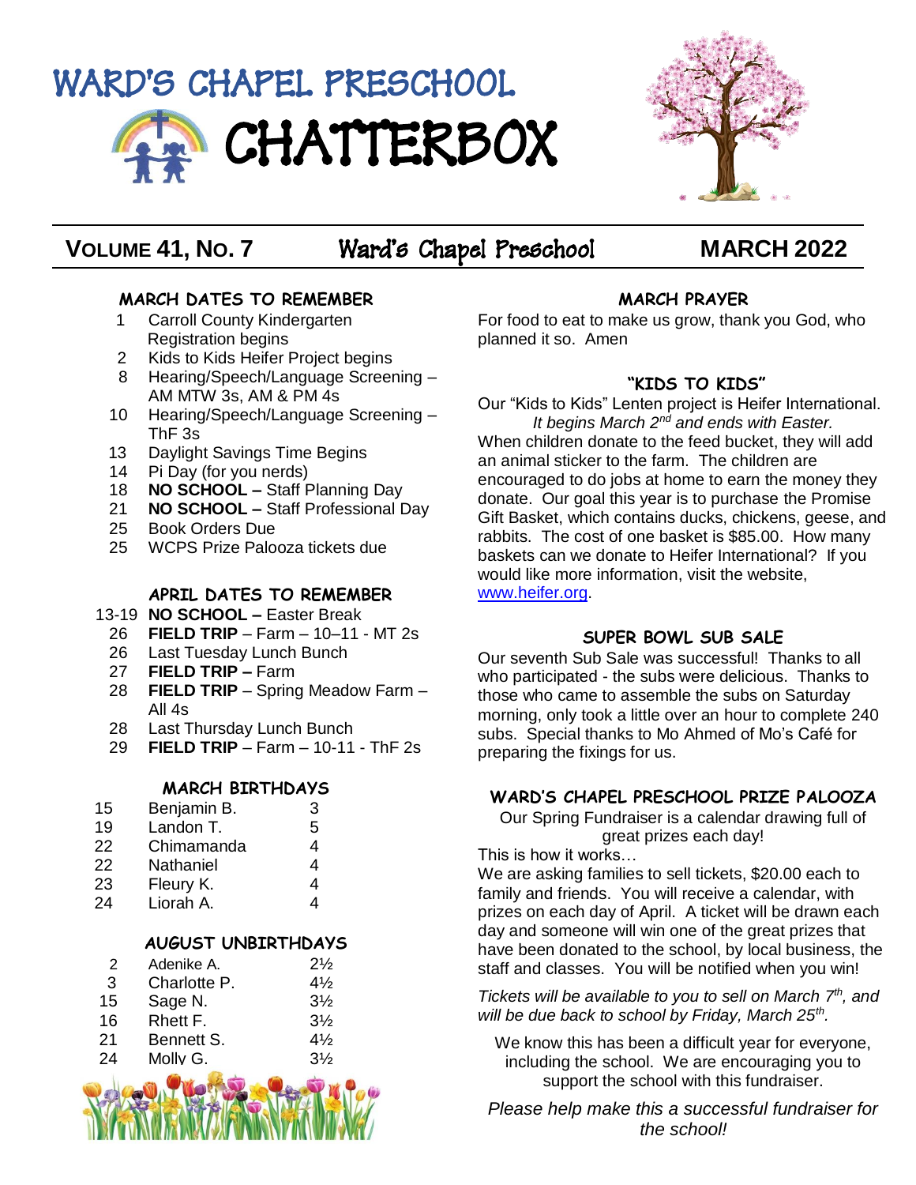# WARD'S CHAPEL PRESCHOOL CHATTERBOX

**VOLUME 41, NO. 7** Ward's Chapel Preschool **MARCH 2022**

## MARCH DATES TO REMEMBER

| | |
|---|---|
| 1 | Carroll County Kindergarten Registration begins |
| 2 | Kids to Kids Heifer Project begins |
| 8 | Hearing/Speech/Language Screening – AM MTW 3s, AM & PM 4s |
| 10 | Hearing/Speech/Language Screening – ThF 3s |
| 13 | Daylight Savings Time Begins |
| 14 | Pi Day (for you nerds) |
| 18 | **NO SCHOOL –** Staff Planning Day |
| 21 | **NO SCHOOL –** Staff Professional Day |
| 25 | Book Orders Due |
| 25 | WCPS Prize Palooza tickets due |

## APRIL DATES TO REMEMBER

| | |
|---|---|
| 13-19 | **NO SCHOOL –** Easter Break |
| 26 | **FIELD TRIP** – Farm – 10–11 - MT 2s |
| 26 | Last Tuesday Lunch Bunch |
| 27 | **FIELD TRIP –** Farm |
| 28 | **FIELD TRIP** – Spring Meadow Farm – All 4s |
| 28 | Last Thursday Lunch Bunch |
| 29 | **FIELD TRIP** – Farm – 10-11 - ThF 2s |

## MARCH BIRTHDAYS

| | | |
|---|---|---|
| 15 | Benjamin B. | 3 |
| 19 | Landon T. | 5 |
| 22 | Chimamanda | 4 |
| 22 | Nathaniel | 4 |
| 23 | Fleury K. | 4 |
| 24 | Liorah A. | 4 |

## AUGUST UNBIRTHDAYS

| | | |
|---|---|---|
| 2 | Adenike A. | 2½ |
| 3 | Charlotte P. | 4½ |
| 15 | Sage N. | 3½ |
| 16 | Rhett F. | 3½ |
| 21 | Bennett S. | 4½ |
| 24 | Molly G. | 3½ |

## MARCH PRAYER

For food to eat to make us grow, thank you God, who planned it so. Amen

## "KIDS TO KIDS"

Our "Kids to Kids" Lenten project is Heifer International. *It begins March 2nd and ends with Easter.* When children donate to the feed bucket, they will add an animal sticker to the farm. The children are encouraged to do jobs at home to earn the money they donate. Our goal this year is to purchase the Promise Gift Basket, which contains ducks, chickens, geese, and rabbits. The cost of one basket is $85.00. How many baskets can we donate to Heifer International? If you would like more information, visit the website, www.heifer.org.

## SUPER BOWL SUB SALE

Our seventh Sub Sale was successful! Thanks to all who participated - the subs were delicious. Thanks to those who came to assemble the subs on Saturday morning, only took a little over an hour to complete 240 subs. Special thanks to Mo Ahmed of Mo's Café for preparing the fixings for us.

## WARD'S CHAPEL PRESCHOOL PRIZE PALOOZA

Our Spring Fundraiser is a calendar drawing full of great prizes each day!

This is how it works…

We are asking families to sell tickets, $20.00 each to family and friends. You will receive a calendar, with prizes on each day of April. A ticket will be drawn each day and someone will win one of the great prizes that have been donated to the school, by local business, the staff and classes. You will be notified when you win!

*Tickets will be available to you to sell on March 7th, and will be due back to school by Friday, March 25th.*

We know this has been a difficult year for everyone, including the school. We are encouraging you to support the school with this fundraiser.

*Please help make this a successful fundraiser for the school!*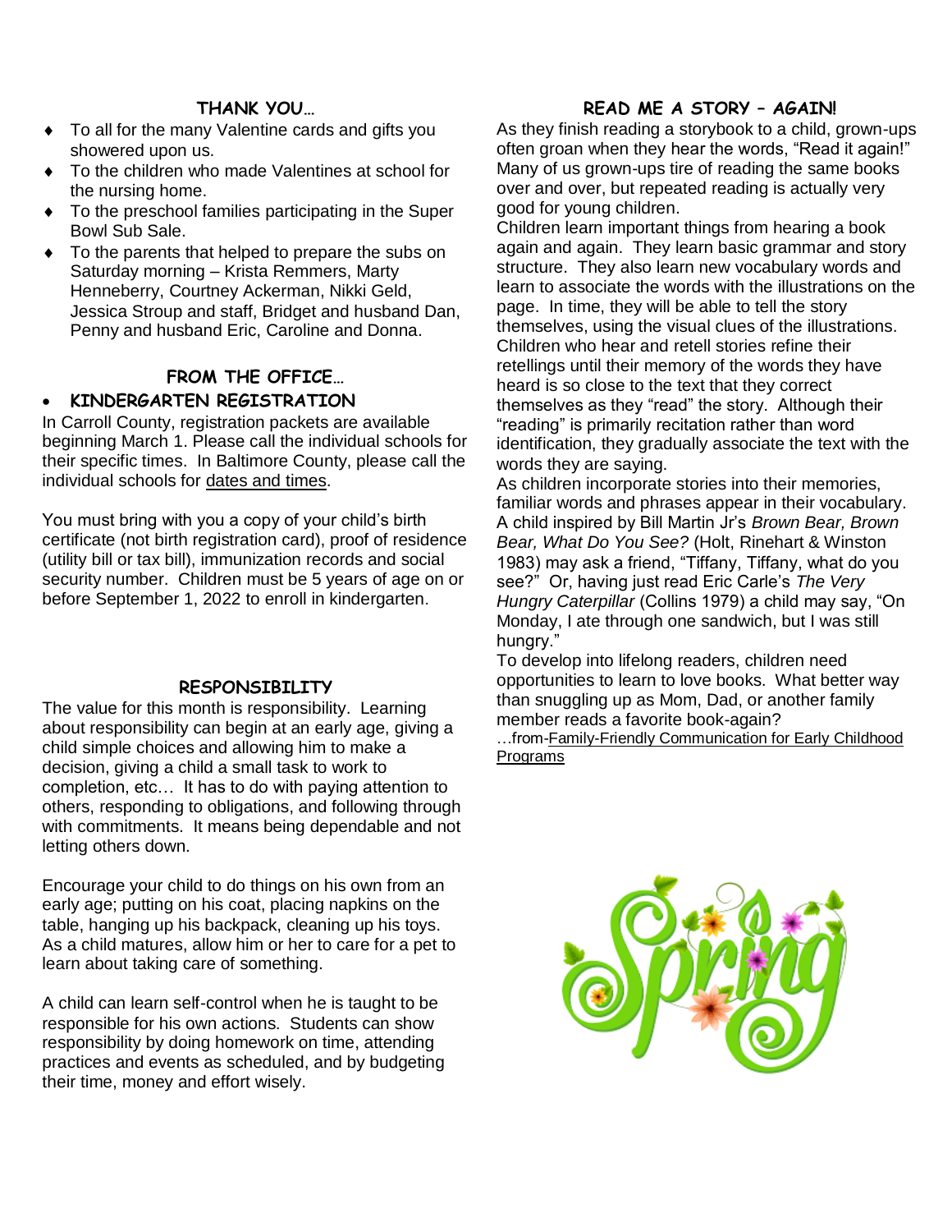## THANK YOU…

- To all for the many Valentine cards and gifts you showered upon us.
- To the children who made Valentines at school for the nursing home.
- To the preschool families participating in the Super Bowl Sub Sale.
- To the parents that helped to prepare the subs on Saturday morning – Krista Remmers, Marty Henneberry, Courtney Ackerman, Nikki Geld, Jessica Stroup and staff, Bridget and husband Dan, Penny and husband Eric, Caroline and Donna.

## FROM THE OFFICE…

- **KINDERGARTEN REGISTRATION**

In Carroll County, registration packets are available beginning March 1. Please call the individual schools for their specific times. In Baltimore County, please call the individual schools for dates and times.

You must bring with you a copy of your child's birth certificate (not birth registration card), proof of residence (utility bill or tax bill), immunization records and social security number. Children must be 5 years of age on or before September 1, 2022 to enroll in kindergarten.

## RESPONSIBILITY

The value for this month is responsibility. Learning about responsibility can begin at an early age, giving a child simple choices and allowing him to make a decision, giving a child a small task to work to completion, etc… It has to do with paying attention to others, responding to obligations, and following through with commitments. It means being dependable and not letting others down.

Encourage your child to do things on his own from an early age; putting on his coat, placing napkins on the table, hanging up his backpack, cleaning up his toys. As a child matures, allow him or her to care for a pet to learn about taking care of something.

A child can learn self-control when he is taught to be responsible for his own actions. Students can show responsibility by doing homework on time, attending practices and events as scheduled, and by budgeting their time, money and effort wisely.

## READ ME A STORY – AGAIN!

As they finish reading a storybook to a child, grown-ups often groan when they hear the words, "Read it again!" Many of us grown-ups tire of reading the same books over and over, but repeated reading is actually very good for young children.

Children learn important things from hearing a book again and again. They learn basic grammar and story structure. They also learn new vocabulary words and learn to associate the words with the illustrations on the page. In time, they will be able to tell the story themselves, using the visual clues of the illustrations. Children who hear and retell stories refine their retellings until their memory of the words they have heard is so close to the text that they correct themselves as they "read" the story. Although their "reading" is primarily recitation rather than word identification, they gradually associate the text with the words they are saying.

As children incorporate stories into their memories, familiar words and phrases appear in their vocabulary. A child inspired by Bill Martin Jr's *Brown Bear, Brown Bear, What Do You See?* (Holt, Rinehart & Winston 1983) may ask a friend, "Tiffany, Tiffany, what do you see?" Or, having just read Eric Carle's *The Very Hungry Caterpillar* (Collins 1979) a child may say, "On Monday, I ate through one sandwich, but I was still hungry."

To develop into lifelong readers, children need opportunities to learn to love books. What better way than snuggling up as Mom, Dad, or another family member reads a favorite book-again?

…from-Family-Friendly Communication for Early Childhood Programs

Spring